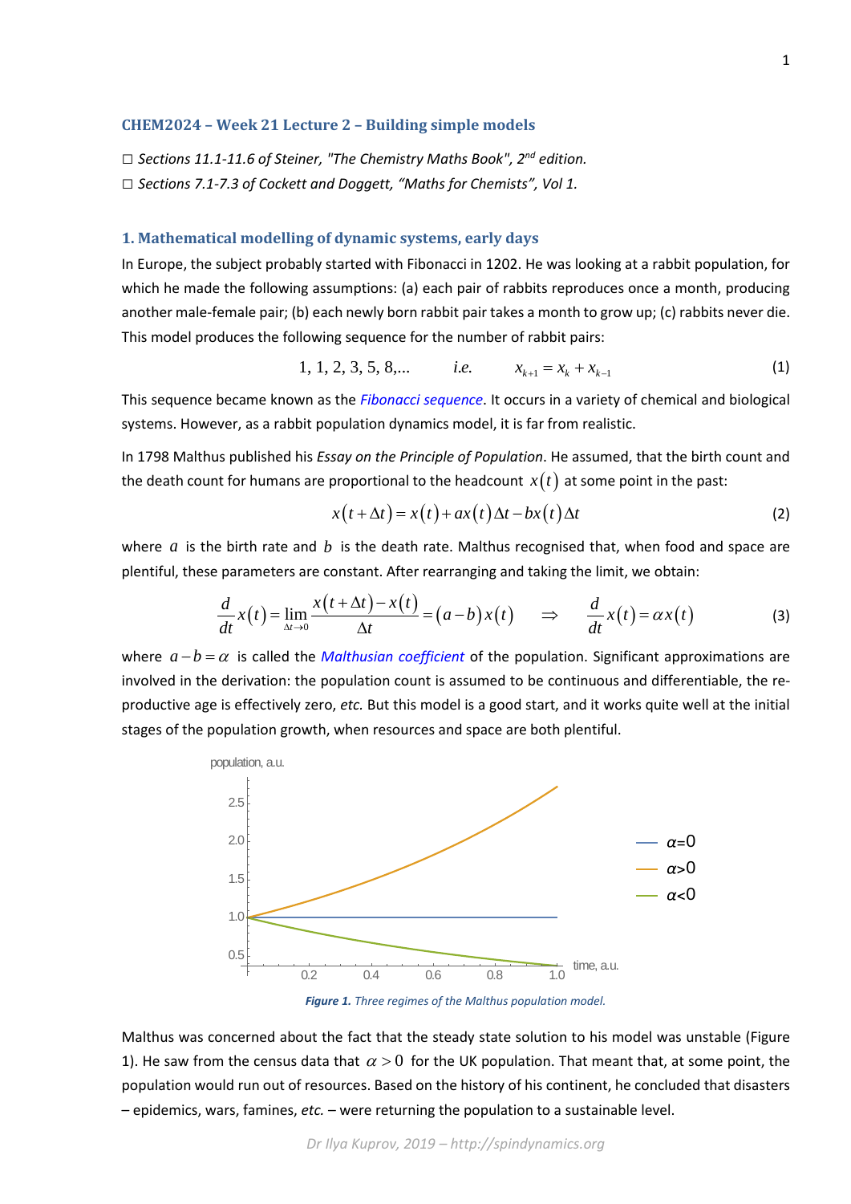## CHEM2024 – Week 21 Lecture 2 – Building simple models

☐ *Sections 11.1-11.6 of Steiner, "The Chemistry Maths Book", 2nd edition.*

☐ *Sections 7.1-7.3 of Cockett and Doggett, "Maths for Chemists", Vol 1.*

### 1. Mathematical modelling of dynamic systems, early days

In Europe, the subject probably started with Fibonacci in 1202. He was looking at a rabbit population, for which he made the following assumptions: (a) each pair of rabbits reproduces once a month, producing another male-female pair; (b) each newly born rabbit pair takes a month to grow up; (c) rabbits never die. This model produces the following sequence for the number of rabbit pairs:

$$1,\ 1,\ 2,\ 3,\ 5,\ 8,... \qquad i.e. \qquad x_{k+1} = x_k + x_{k-1} \tag{1}$$

This sequence became known as the *Fibonacci sequence*. It occurs in a variety of chemical and biological systems. However, as a rabbit population dynamics model, it is far from realistic.

In 1798 Malthus published his *Essay on the Principle of Population*. He assumed, that the birth count and the death count for humans are proportional to the headcount $x(t)$ at some point in the past:

$$x(t+\Delta t) = x(t) + a x(t)\Delta t - b x(t)\Delta t \tag{2}$$

where $a$ is the birth rate and $b$ is the death rate. Malthus recognised that, when food and space are plentiful, these parameters are constant. After rearranging and taking the limit, we obtain:

$$\frac{d}{dt}x(t) = \lim_{\Delta t \to 0}\frac{x(t+\Delta t) - x(t)}{\Delta t} = (a-b)x(t) \quad \Rightarrow \quad \frac{d}{dt}x(t) = \alpha x(t) \tag{3}$$

where $a - b = \alpha$ is called the *Malthusian coefficient* of the population. Significant approximations are involved in the derivation: the population count is assumed to be continuous and differentiable, the reproductive age is effectively zero, *etc.* But this model is a good start, and it works quite well at the initial stages of the population growth, when resources and space are both plentiful.

population, a.u.

2.5
2.0
1.5
1.0
0.5

0.2 0.4 0.6 0.8 1.0

time, a.u.

α=0
α>0
α<0

***Figure 1.*** *Three regimes of the Malthus population model.*

Malthus was concerned about the fact that the steady state solution to his model was unstable (Figure 1). He saw from the census data that $\alpha > 0$ for the UK population. That meant that, at some point, the population would run out of resources. Based on the history of his continent, he concluded that disasters – epidemics, wars, famines, *etc.* – were returning the population to a sustainable level.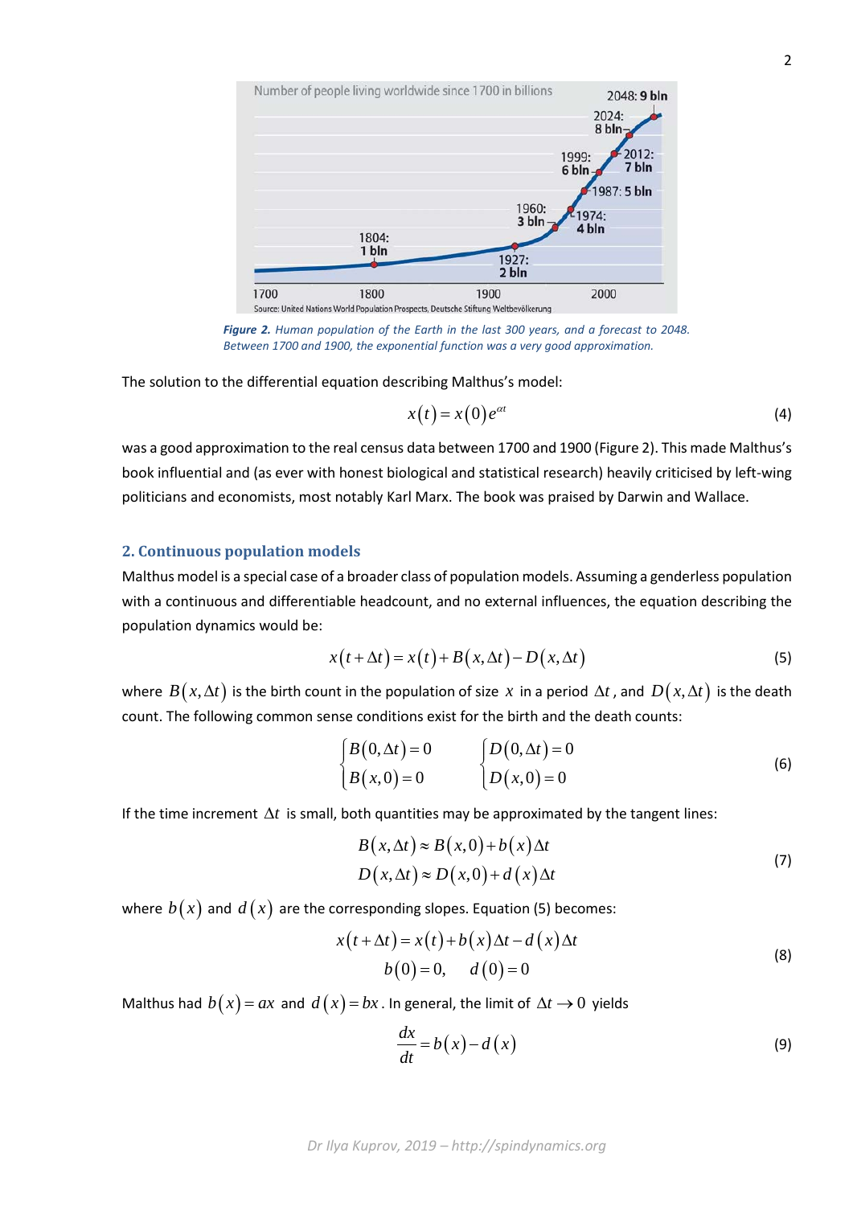Number of people living worldwide since 1700 in billions

2048: 9 bln

2024: 8 bln

2012: 7 bln

1999: 6 bln

1987: 5 bln

1974: 4 bln

1960: 3 bln

1927: 2 bln

1804: 1 bln

1700 1800 1900 2000

Source: United Nations World Population Prospects, Deutsche Stiftung Weltbevölkerung

***Figure 2.*** *Human population of the Earth in the last 300 years, and a forecast to 2048. Between 1700 and 1900, the exponential function was a very good approximation.*

The solution to the differential equation describing Malthus's model:

$$x(t) = x(0)e^{at} \tag{4}$$

was a good approximation to the real census data between 1700 and 1900 (Figure 2). This made Malthus's book influential and (as ever with honest biological and statistical research) heavily criticised by left-wing politicians and economists, most notably Karl Marx. The book was praised by Darwin and Wallace.

## 2. Continuous population models

Malthus model is a special case of a broader class of population models. Assuming a genderless population with a continuous and differentiable headcount, and no external influences, the equation describing the population dynamics would be:

$$x(t+\Delta t) = x(t) + B(x,\Delta t) - D(x,\Delta t) \tag{5}$$

where $B(x,\Delta t)$ is the birth count in the population of size $x$ in a period $\Delta t$, and $D(x,\Delta t)$ is the death count. The following common sense conditions exist for the birth and the death counts:

$$\begin{cases} B(0,\Delta t) = 0 \\ B(x,0) = 0 \end{cases} \qquad \begin{cases} D(0,\Delta t) = 0 \\ D(x,0) = 0 \end{cases} \tag{6}$$

If the time increment $\Delta t$ is small, both quantities may be approximated by the tangent lines:

$$\begin{aligned} B(x,\Delta t) &\approx B(x,0) + b(x)\Delta t \\ D(x,\Delta t) &\approx D(x,0) + d(x)\Delta t \end{aligned} \tag{7}$$

where $b(x)$ and $d(x)$ are the corresponding slopes. Equation (5) becomes:

$$\begin{gathered} x(t+\Delta t) = x(t) + b(x)\Delta t - d(x)\Delta t \\ b(0) = 0, \quad d(0) = 0 \end{gathered} \tag{8}$$

Malthus had $b(x) = ax$ and $d(x) = bx$. In general, the limit of $\Delta t \to 0$ yields

$$\frac{dx}{dt} = b(x) - d(x) \tag{9}$$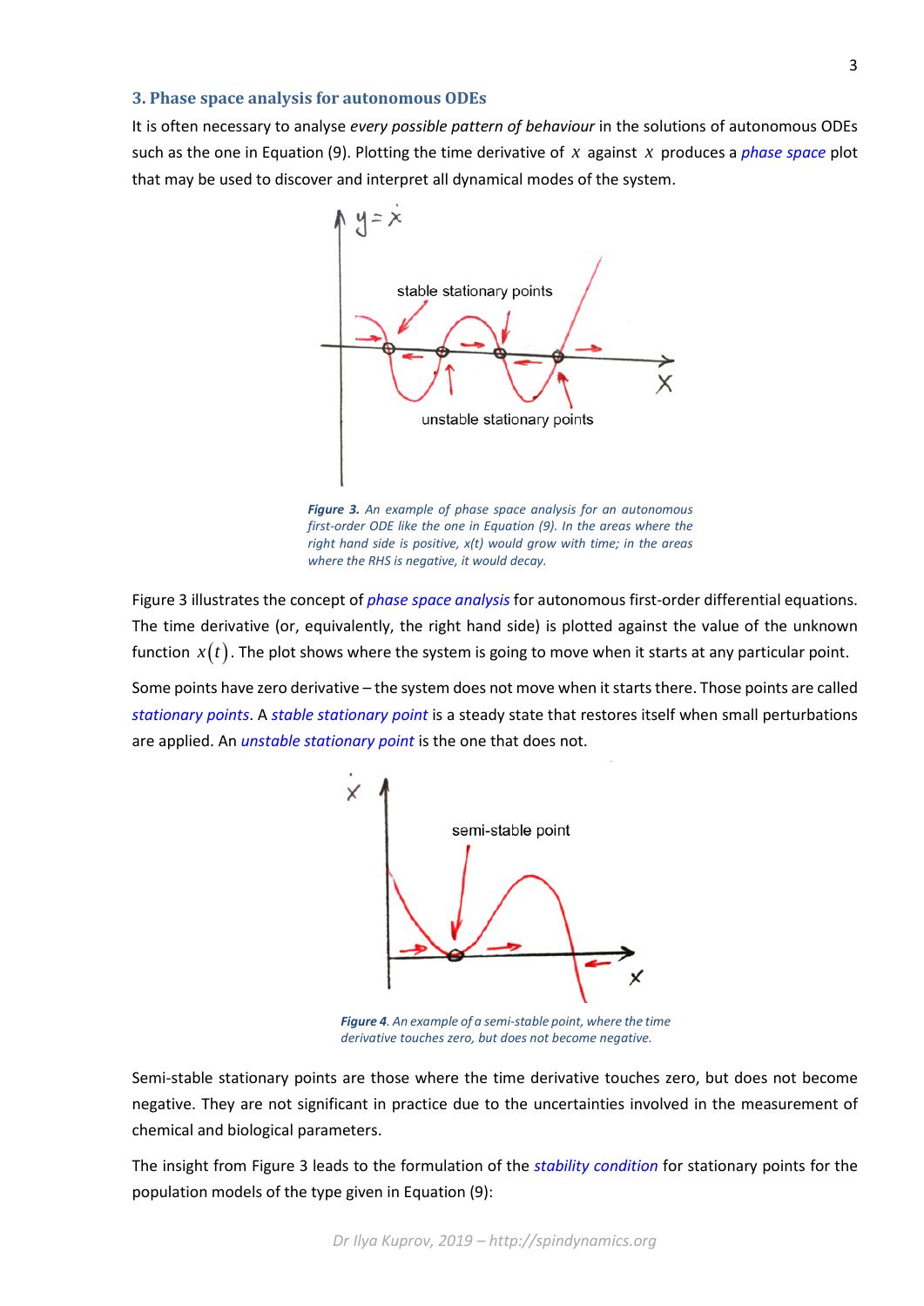### 3. Phase space analysis for autonomous ODEs

It is often necessary to analyse *every possible pattern of behaviour* in the solutions of autonomous ODEs such as the one in Equation (9). Plotting the time derivative of $x$ against $x$ produces a *phase space* plot that may be used to discover and interpret all dynamical modes of the system.

$y = \dot{x}$

stable stationary points

$x$

unstable stationary points

***Figure 3.** An example of phase space analysis for an autonomous first-order ODE like the one in Equation (9). In the areas where the right hand side is positive, x(t) would grow with time; in the areas where the RHS is negative, it would decay.*

Figure 3 illustrates the concept of *phase space analysis* for autonomous first-order differential equations. The time derivative (or, equivalently, the right hand side) is plotted against the value of the unknown function $x(t)$. The plot shows where the system is going to move when it starts at any particular point.

Some points have zero derivative – the system does not move when it starts there. Those points are called *stationary points*. A *stable stationary point* is a steady state that restores itself when small perturbations are applied. An *unstable stationary point* is the one that does not.

$\dot{x}$

semi-stable point

$x$

***Figure 4**. An example of a semi-stable point, where the time derivative touches zero, but does not become negative.*

Semi-stable stationary points are those where the time derivative touches zero, but does not become negative. They are not significant in practice due to the uncertainties involved in the measurement of chemical and biological parameters.

The insight from Figure 3 leads to the formulation of the *stability condition* for stationary points for the population models of the type given in Equation (9):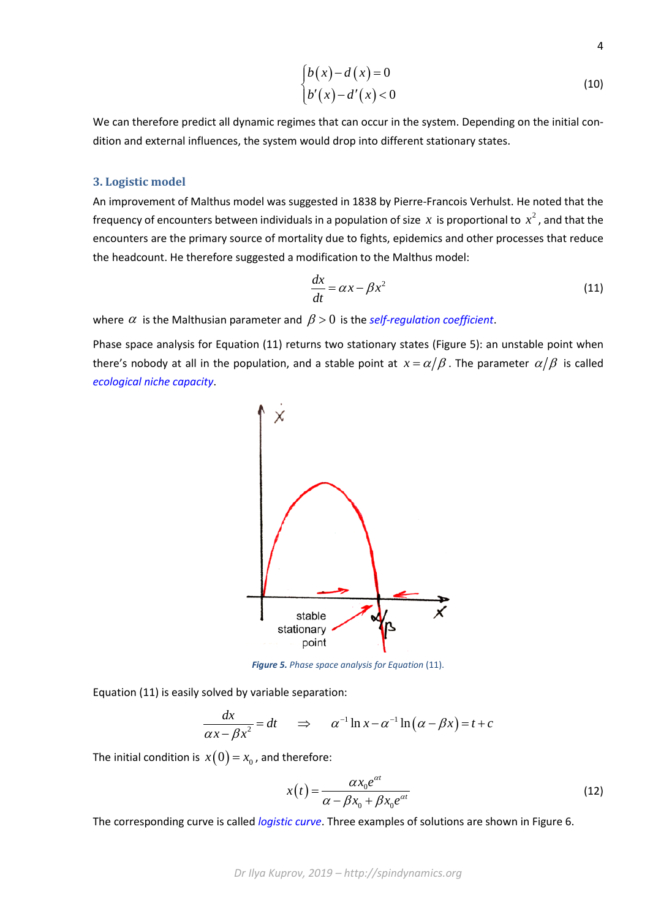$$\begin{cases} b(x) - d(x) = 0 \\ b'(x) - d'(x) < 0 \end{cases} \tag{10}$$

We can therefore predict all dynamic regimes that can occur in the system. Depending on the initial condition and external influences, the system would drop into different stationary states.

## 3. Logistic model

An improvement of Malthus model was suggested in 1838 by Pierre-Francois Verhulst. He noted that the frequency of encounters between individuals in a population of size $x$ is proportional to $x^2$, and that the encounters are the primary source of mortality due to fights, epidemics and other processes that reduce the headcount. He therefore suggested a modification to the Malthus model:

$$\frac{dx}{dt} = \alpha x - \beta x^2 \tag{11}$$

where $\alpha$ is the Malthusian parameter and $\beta > 0$ is the *self-regulation coefficient*.

Phase space analysis for Equation (11) returns two stationary states (Figure 5): an unstable point when there's nobody at all in the population, and a stable point at $x = \alpha/\beta$. The parameter $\alpha/\beta$ is called *ecological niche capacity*.

$\dot{x}$

$x$

stable stationary point

$\alpha/\beta$

*Figure 5. Phase space analysis for Equation (11).*

Equation (11) is easily solved by variable separation:

$$\frac{dx}{\alpha x - \beta x^2} = dt \quad \Rightarrow \quad \alpha^{-1} \ln x - \alpha^{-1} \ln(\alpha - \beta x) = t + c$$

The initial condition is $x(0) = x_0$, and therefore:

$$x(t) = \frac{\alpha x_0 e^{\alpha t}}{\alpha - \beta x_0 + \beta x_0 e^{\alpha t}} \tag{12}$$

The corresponding curve is called *logistic curve*. Three examples of solutions are shown in Figure 6.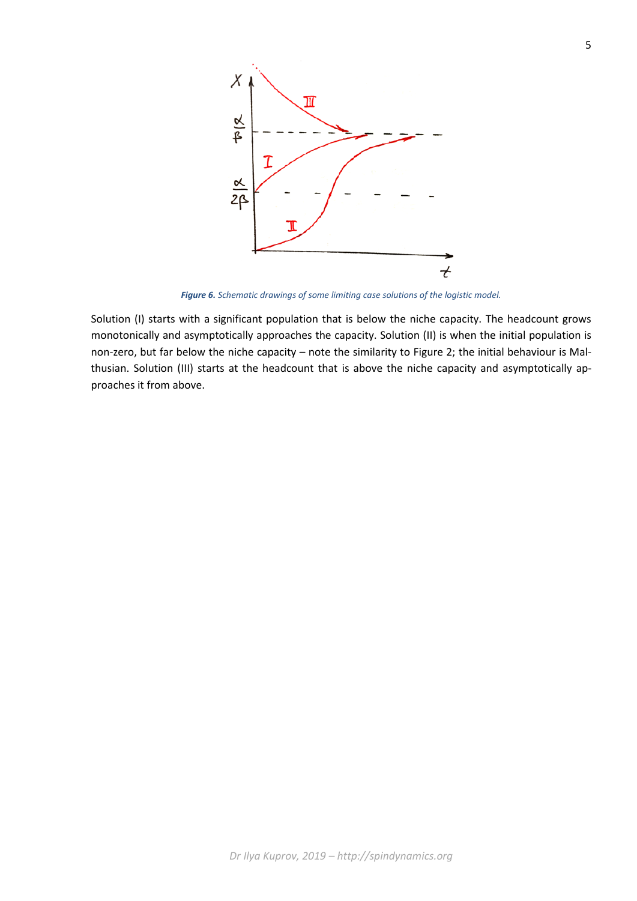$X$

$\frac{\alpha}{\beta}$

$\frac{\alpha}{2\beta}$

III

I

II

$t$

***Figure 6.*** *Schematic drawings of some limiting case solutions of the logistic model.*

Solution (I) starts with a significant population that is below the niche capacity. The headcount grows monotonically and asymptotically approaches the capacity. Solution (II) is when the initial population is non-zero, but far below the niche capacity – note the similarity to Figure 2; the initial behaviour is Malthusian. Solution (III) starts at the headcount that is above the niche capacity and asymptotically approaches it from above.